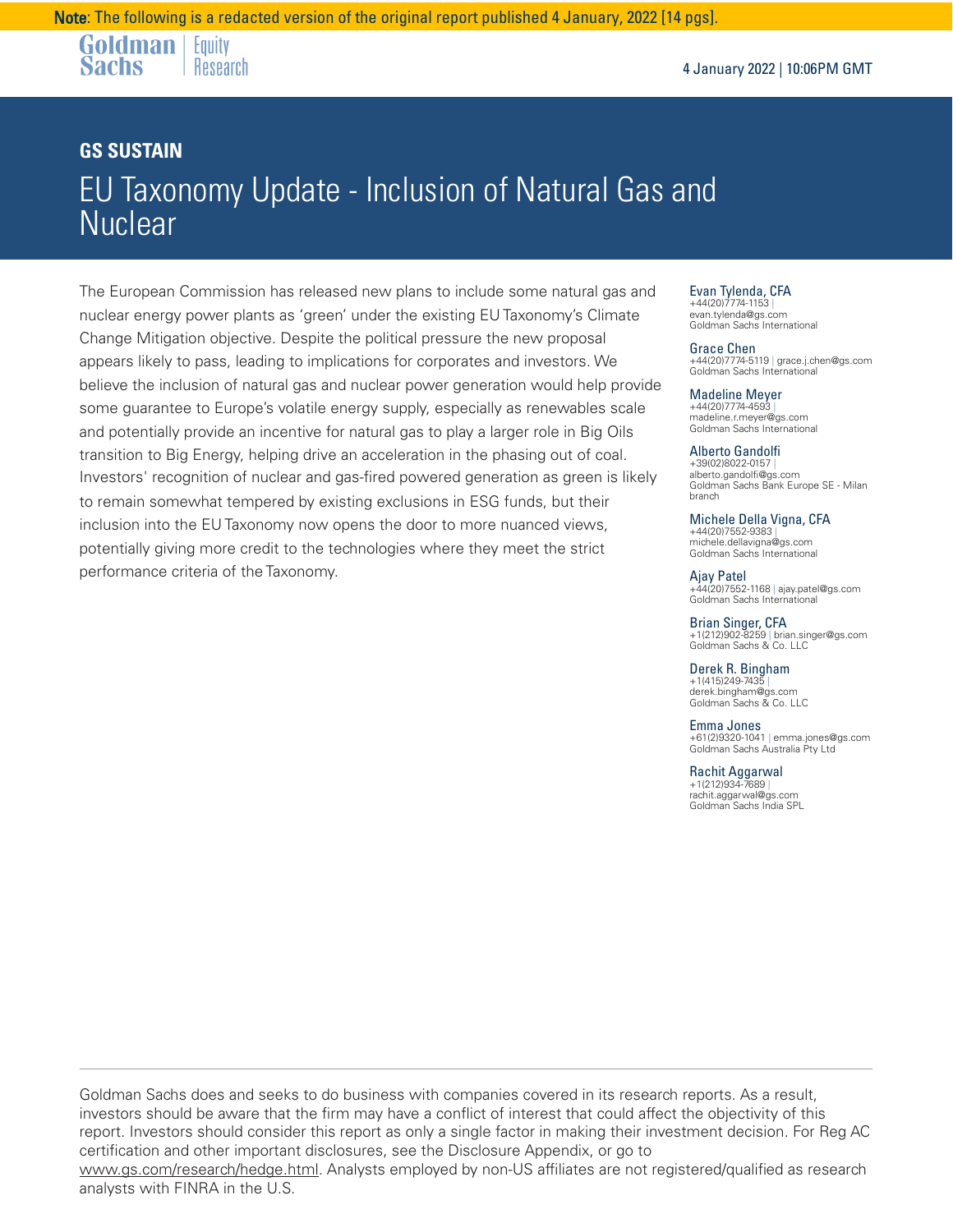**Note**: The following is a redacted version of the original report published 4 January, 2022 [14 pgs].

Goldman Sachs | Equity Research

4 January 2022 | 10:06PM GMT

## GS SUSTAIN

# EU Taxonomy Update - Inclusion of Natural Gas and Nuclear

The European Commission has released new plans to include some natural gas and nuclear energy power plants as 'green' under the existing EU Taxonomy's Climate Change Mitigation objective. Despite the political pressure the new proposal appears likely to pass, leading to implications for corporates and investors. We believe the inclusion of natural gas and nuclear power generation would help provide some guarantee to Europe's volatile energy supply, especially as renewables scale and potentially provide an incentive for natural gas to play a larger role in Big Oils transition to Big Energy, helping drive an acceleration in the phasing out of coal. Investors' recognition of nuclear and gas-fired powered generation as green is likely to remain somewhat tempered by existing exclusions in ESG funds, but their inclusion into the EU Taxonomy now opens the door to more nuanced views, potentially giving more credit to the technologies where they meet the strict performance criteria of the Taxonomy.

**Evan Tylenda, CFA**
+44(20)7774-1153 | evan.tylenda@gs.com
Goldman Sachs International

**Grace Chen**
+44(20)7774-5119 | grace.j.chen@gs.com
Goldman Sachs International

**Madeline Meyer**
+44(20)7774-4593 | madeline.r.meyer@gs.com
Goldman Sachs International

**Alberto Gandolfi**
+39(02)8022-0157 | alberto.gandolfi@gs.com
Goldman Sachs Bank Europe SE - Milan branch

**Michele Della Vigna, CFA**
+44(20)7552-9383 | michele.dellavigna@gs.com
Goldman Sachs International

**Ajay Patel**
+44(20)7552-1168 | ajay.patel@gs.com
Goldman Sachs International

**Brian Singer, CFA**
+1(212)902-8259 | brian.singer@gs.com
Goldman Sachs & Co. LLC

**Derek R. Bingham**
+1(415)249-7435 | derek.bingham@gs.com
Goldman Sachs & Co. LLC

**Emma Jones**
+61(2)9320-1041 | emma.jones@gs.com
Goldman Sachs Australia Pty Ltd

**Rachit Aggarwal**
+1(212)934-7689 | rachit.aggarwal@gs.com
Goldman Sachs India SPL

Goldman Sachs does and seeks to do business with companies covered in its research reports. As a result, investors should be aware that the firm may have a conflict of interest that could affect the objectivity of this report. Investors should consider this report as only a single factor in making their investment decision. For Reg AC certification and other important disclosures, see the Disclosure Appendix, or go to www.gs.com/research/hedge.html. Analysts employed by non-US affiliates are not registered/qualified as research analysts with FINRA in the U.S.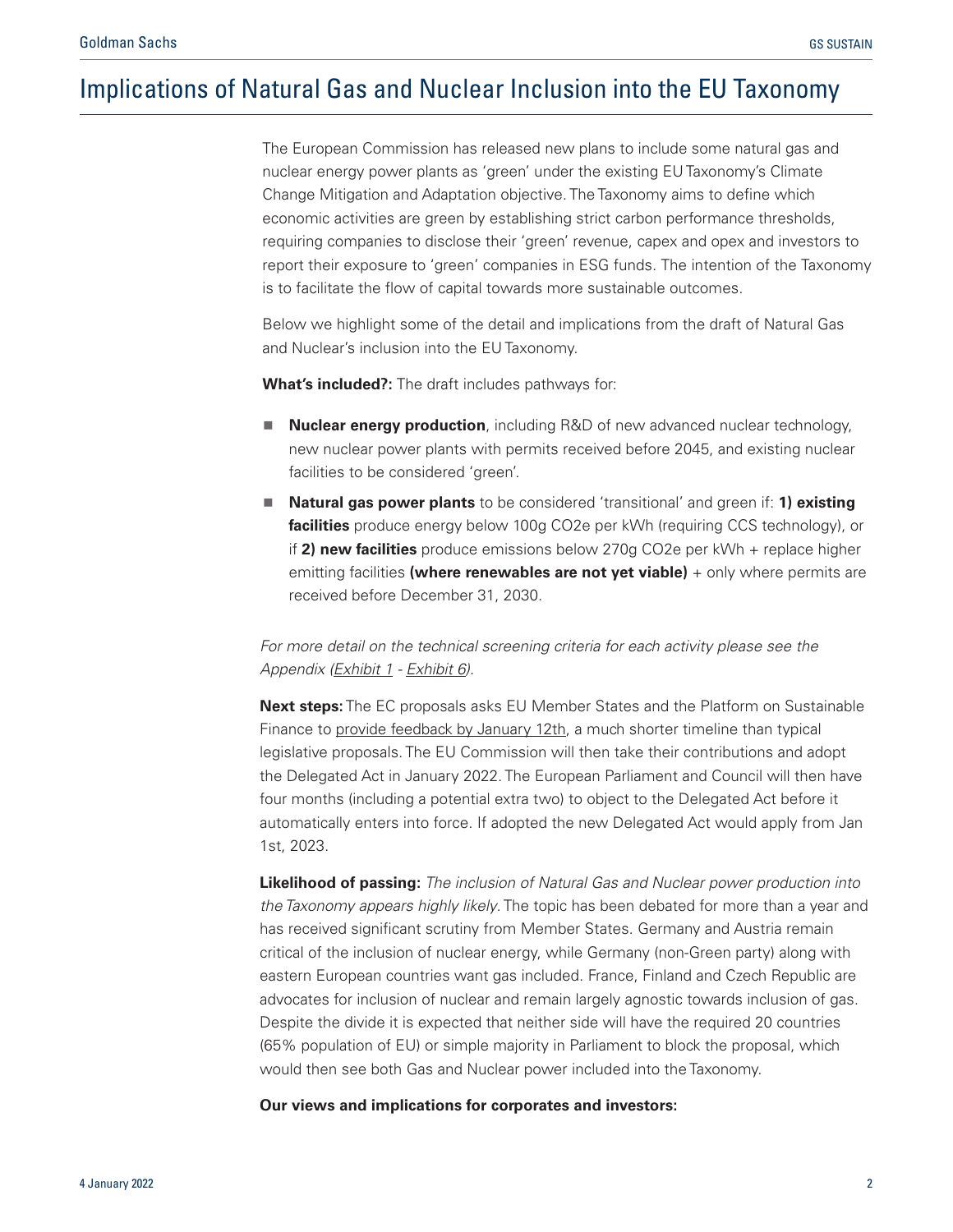# Implications of Natural Gas and Nuclear Inclusion into the EU Taxonomy

The European Commission has released new plans to include some natural gas and nuclear energy power plants as 'green' under the existing EU Taxonomy's Climate Change Mitigation and Adaptation objective. The Taxonomy aims to define which economic activities are green by establishing strict carbon performance thresholds, requiring companies to disclose their 'green' revenue, capex and opex and investors to report their exposure to 'green' companies in ESG funds. The intention of the Taxonomy is to facilitate the flow of capital towards more sustainable outcomes.

Below we highlight some of the detail and implications from the draft of Natural Gas and Nuclear's inclusion into the EU Taxonomy.

**What's included?:** The draft includes pathways for:

- **Nuclear energy production**, including R&D of new advanced nuclear technology, new nuclear power plants with permits received before 2045, and existing nuclear facilities to be considered 'green'.
- **Natural gas power plants** to be considered 'transitional' and green if: **1) existing facilities** produce energy below 100g $CO_2e$ per kWh (requiring CCS technology), or if **2) new facilities** produce emissions below 270g $CO_2e$ per kWh + replace higher emitting facilities **(where renewables are not yet viable)** + only where permits are received before December 31, 2030.

*For more detail on the technical screening criteria for each activity please see the Appendix (Exhibit 1 - Exhibit 6).*

**Next steps:** The EC proposals asks EU Member States and the Platform on Sustainable Finance to provide feedback by January 12th, a much shorter timeline than typical legislative proposals. The EU Commission will then take their contributions and adopt the Delegated Act in January 2022. The European Parliament and Council will then have four months (including a potential extra two) to object to the Delegated Act before it automatically enters into force. If adopted the new Delegated Act would apply from Jan 1st, 2023.

**Likelihood of passing:** *The inclusion of Natural Gas and Nuclear power production into the Taxonomy appears highly likely.* The topic has been debated for more than a year and has received significant scrutiny from Member States. Germany and Austria remain critical of the inclusion of nuclear energy, while Germany (non-Green party) along with eastern European countries want gas included. France, Finland and Czech Republic are advocates for inclusion of nuclear and remain largely agnostic towards inclusion of gas. Despite the divide it is expected that neither side will have the required 20 countries (65% population of EU) or simple majority in Parliament to block the proposal, which would then see both Gas and Nuclear power included into the Taxonomy.

**Our views and implications for corporates and investors:**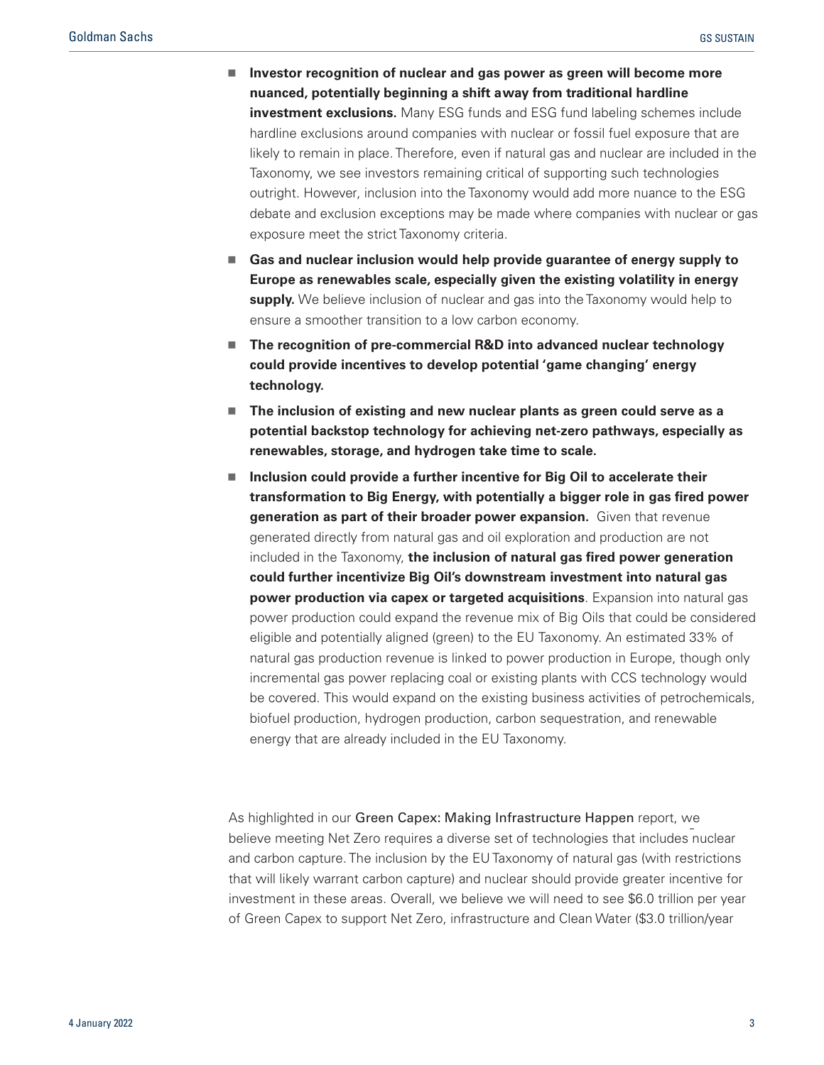- **Investor recognition of nuclear and gas power as green will become more nuanced, potentially beginning a shift away from traditional hardline investment exclusions.** Many ESG funds and ESG fund labeling schemes include hardline exclusions around companies with nuclear or fossil fuel exposure that are likely to remain in place. Therefore, even if natural gas and nuclear are included in the Taxonomy, we see investors remaining critical of supporting such technologies outright. However, inclusion into the Taxonomy would add more nuance to the ESG debate and exclusion exceptions may be made where companies with nuclear or gas exposure meet the strict Taxonomy criteria.
- **Gas and nuclear inclusion would help provide guarantee of energy supply to Europe as renewables scale, especially given the existing volatility in energy supply.** We believe inclusion of nuclear and gas into the Taxonomy would help to ensure a smoother transition to a low carbon economy.
- **The recognition of pre-commercial R&D into advanced nuclear technology could provide incentives to develop potential 'game changing' energy technology.**
- **The inclusion of existing and new nuclear plants as green could serve as a potential backstop technology for achieving net-zero pathways, especially as renewables, storage, and hydrogen take time to scale.**
- **Inclusion could provide a further incentive for Big Oil to accelerate their transformation to Big Energy, with potentially a bigger role in gas fired power generation as part of their broader power expansion.** Given that revenue generated directly from natural gas and oil exploration and production are not included in the Taxonomy, **the inclusion of natural gas fired power generation could further incentivize Big Oil's downstream investment into natural gas power production via capex or targeted acquisitions**. Expansion into natural gas power production could expand the revenue mix of Big Oils that could be considered eligible and potentially aligned (green) to the EU Taxonomy. An estimated 33% of natural gas production revenue is linked to power production in Europe, though only incremental gas power replacing coal or existing plants with CCS technology would be covered. This would expand on the existing business activities of petrochemicals, biofuel production, hydrogen production, carbon sequestration, and renewable energy that are already included in the EU Taxonomy.

As highlighted in our Green Capex: Making Infrastructure Happen report, we believe meeting Net Zero requires a diverse set of technologies that includes nuclear and carbon capture. The inclusion by the EU Taxonomy of natural gas (with restrictions that will likely warrant carbon capture) and nuclear should provide greater incentive for investment in these areas. Overall, we believe we will need to see $6.0 trillion per year of Green Capex to support Net Zero, infrastructure and Clean Water ($3.0 trillion/year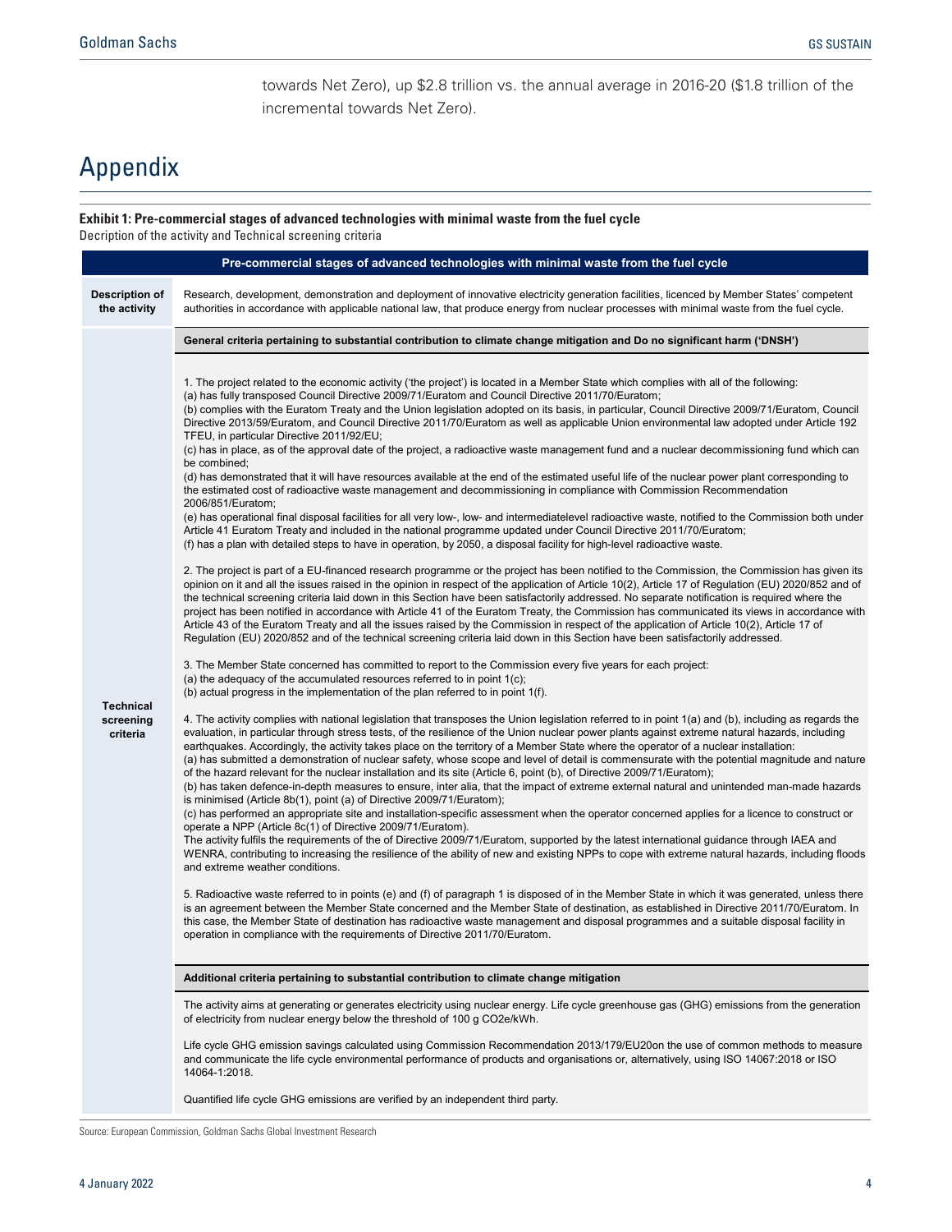towards Net Zero), up $2.8 trillion vs. the annual average in 2016-20 ($1.8 trillion of the incremental towards Net Zero).

# Appendix

**Exhibit 1: Pre-commercial stages of advanced technologies with minimal waste from the fuel cycle**
Decription of the activity and Technical screening criteria

| Pre-commercial stages of advanced technologies with minimal waste from the fuel cycle | |
|---|---|
| **Description of the activity** | Research, development, demonstration and deployment of innovative electricity generation facilities, licenced by Member States' competent authorities in accordance with applicable national law, that produce energy from nuclear processes with minimal waste from the fuel cycle. |
| **Technical screening criteria** | **General criteria pertaining to substantial contribution to climate change mitigation and Do no significant harm ('DNSH')**<br><br>1. The project related to the economic activity ('the project') is located in a Member State which complies with all of the following:<br>(a) has fully transposed Council Directive 2009/71/Euratom and Council Directive 2011/70/Euratom;<br>(b) complies with the Euratom Treaty and the Union legislation adopted on its basis, in particular, Council Directive 2009/71/Euratom, Council Directive 2013/59/Euratom, and Council Directive 2011/70/Euratom as well as applicable Union environmental law adopted under Article 192 TFEU, in particular Directive 2011/92/EU;<br>(c) has in place, as of the approval date of the project, a radioactive waste management fund and a nuclear decommissioning fund which can be combined;<br>(d) has demonstrated that it will have resources available at the end of the estimated useful life of the nuclear power plant corresponding to the estimated cost of radioactive waste management and decommissioning in compliance with Commission Recommendation 2006/851/Euratom;<br>(e) has operational final disposal facilities for all very low-, low- and intermediatelevel radioactive waste, notified to the Commission both under Article 41 Euratom Treaty and included in the national programme updated under Council Directive 2011/70/Euratom;<br>(f) has a plan with detailed steps to have in operation, by 2050, a disposal facility for high-level radioactive waste.<br><br>2. The project is part of a EU-financed research programme or the project has been notified to the Commission, the Commission has given its opinion on it and all the issues raised in the opinion in respect of the application of Article 10(2), Article 17 of Regulation (EU) 2020/852 and of the technical screening criteria laid down in this Section have been satisfactorily addressed. No separate notification is required where the project has been notified in accordance with Article 41 of the Euratom Treaty, the Commission has communicated its views in accordance with Article 43 of the Euratom Treaty and all the issues raised by the Commission in respect of the application of Article 10(2), Article 17 of Regulation (EU) 2020/852 and of the technical screening criteria laid down in this Section have been satisfactorily addressed.<br><br>3. The Member State concerned has committed to report to the Commission every five years for each project:<br>(a) the adequacy of the accumulated resources referred to in point 1(c);<br>(b) actual progress in the implementation of the plan referred to in point 1(f).<br><br>4. The activity complies with national legislation that transposes the Union legislation referred to in point 1(a) and (b), including as regards the evaluation, in particular through stress tests, of the resilience of the Union nuclear power plants against extreme natural hazards, including earthquakes. Accordingly, the activity takes place on the territory of a Member State where the operator of a nuclear installation:<br>(a) has submitted a demonstration of nuclear safety, whose scope and level of detail is commensurate with the potential magnitude and nature of the hazard relevant for the nuclear installation and its site (Article 6, point (b), of Directive 2009/71/Euratom);<br>(b) has taken defence-in-depth measures to ensure, inter alia, that the impact of extreme external natural and unintended man-made hazards is minimised (Article 8b(1), point (a) of Directive 2009/71/Euratom);<br>(c) has performed an appropriate site and installation-specific assessment when the operator concerned applies for a licence to construct or operate a NPP (Article 8c(1) of Directive 2009/71/Euratom).<br>The activity fulfils the requirements of the of Directive 2009/71/Euratom, supported by the latest international guidance through IAEA and WENRA, contributing to increasing the resilience of the ability of new and existing NPPs to cope with extreme natural hazards, including floods and extreme weather conditions.<br><br>5. Radioactive waste referred to in points (e) and (f) of paragraph 1 is disposed of in the Member State in which it was generated, unless there is an agreement between the Member State concerned and the Member State of destination, as established in Directive 2011/70/Euratom. In this case, the Member State of destination has radioactive waste management and disposal programmes and a suitable disposal facility in operation in compliance with the requirements of Directive 2011/70/Euratom.<br><br>**Additional criteria pertaining to substantial contribution to climate change mitigation**<br><br>The activity aims at generating or generates electricity using nuclear energy. Life cycle greenhouse gas (GHG) emissions from the generation of electricity from nuclear energy below the threshold of 100 g CO2e/kWh.<br><br>Life cycle GHG emission savings calculated using Commission Recommendation 2013/179/EU20on the use of common methods to measure and communicate the life cycle environmental performance of products and organisations or, alternatively, using ISO 14067:2018 or ISO 14064-1:2018.<br><br>Quantified life cycle GHG emissions are verified by an independent third party. |

Source: European Commission, Goldman Sachs Global Investment Research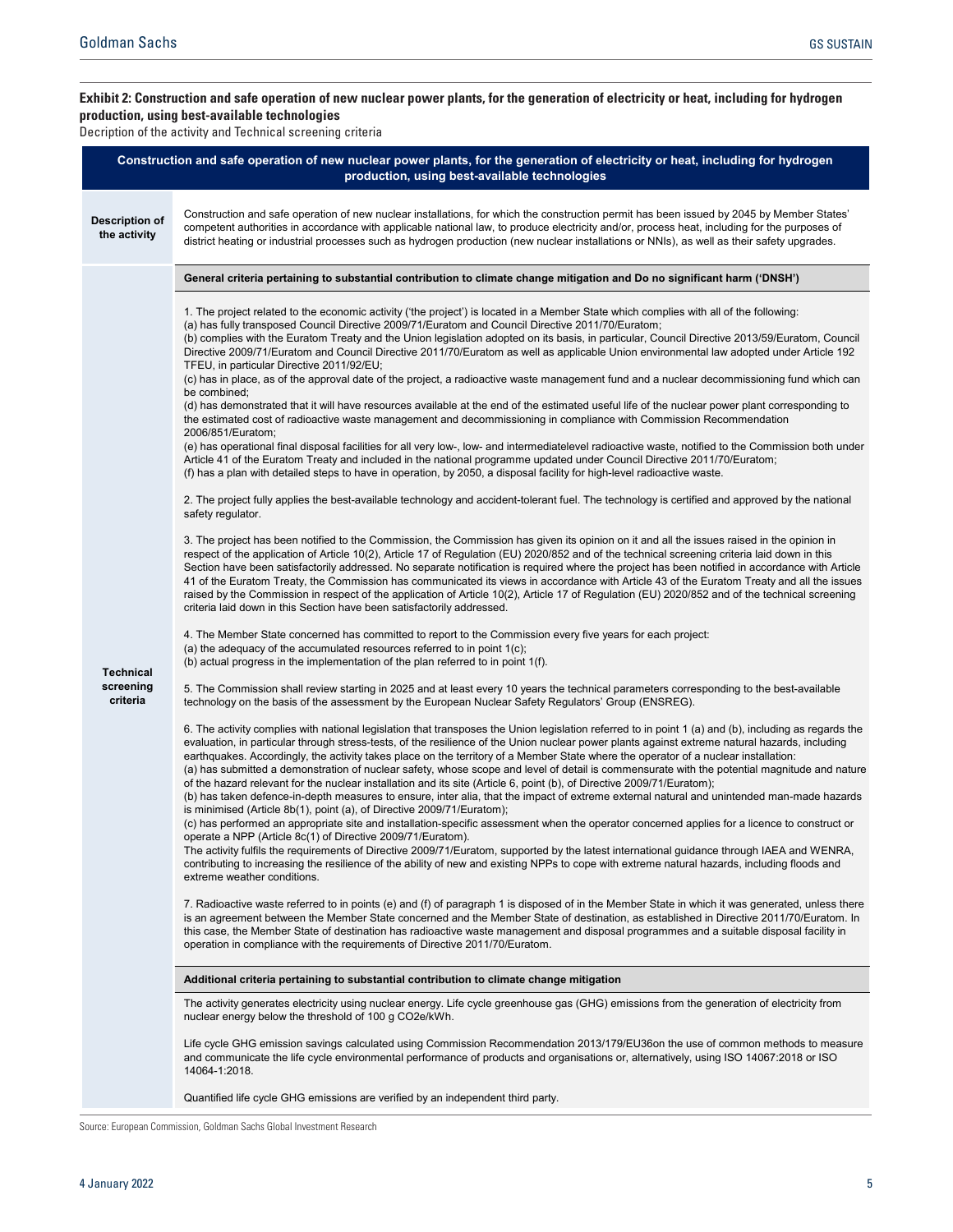**Exhibit 2: Construction and safe operation of new nuclear power plants, for the generation of electricity or heat, including for hydrogen production, using best-available technologies**

Decription of the activity and Technical screening criteria

| Construction and safe operation of new nuclear power plants, for the generation of electricity or heat, including for hydrogen production, using best-available technologies | |
|---|---|
| **Description of the activity** | Construction and safe operation of new nuclear installations, for which the construction permit has been issued by 2045 by Member States' competent authorities in accordance with applicable national law, to produce electricity and/or, process heat, including for the purposes of district heating or industrial processes such as hydrogen production (new nuclear installations or NNIs), as well as their safety upgrades. |
| **Technical screening criteria** | **General criteria pertaining to substantial contribution to climate change mitigation and Do no significant harm ('DNSH')**<br><br>1. The project related to the economic activity ('the project') is located in a Member State which complies with all of the following:<br>(a) has fully transposed Council Directive 2009/71/Euratom and Council Directive 2011/70/Euratom;<br>(b) complies with the Euratom Treaty and the Union legislation adopted on its basis, in particular, Council Directive 2013/59/Euratom, Council Directive 2009/71/Euratom and Council Directive 2011/70/Euratom as well as applicable Union environmental law adopted under Article 192 TFEU, in particular Directive 2011/92/EU;<br>(c) has in place, as of the approval date of the project, a radioactive waste management fund and a nuclear decommissioning fund which can be combined;<br>(d) has demonstrated that it will have resources available at the end of the estimated useful life of the nuclear power plant corresponding to the estimated cost of radioactive waste management and decommissioning in compliance with Commission Recommendation 2006/851/Euratom;<br>(e) has operational final disposal facilities for all very low-, low- and intermediatelevel radioactive waste, notified to the Commission both under Article 41 of the Euratom Treaty and included in the national programme updated under Council Directive 2011/70/Euratom;<br>(f) has a plan with detailed steps to have in operation, by 2050, a disposal facility for high-level radioactive waste.<br><br>2. The project fully applies the best-available technology and accident-tolerant fuel. The technology is certified and approved by the national safety regulator.<br><br>3. The project has been notified to the Commission, the Commission has given its opinion on it and all the issues raised in the opinion in respect of the application of Article 10(2), Article 17 of Regulation (EU) 2020/852 and of the technical screening criteria laid down in this Section have been satisfactorily addressed. No separate notification is required where the project has been notified in accordance with Article 41 of the Euratom Treaty, the Commission has communicated its views in accordance with Article 43 of the Euratom Treaty and all the issues raised by the Commission in respect of the application of Article 10(2), Article 17 of Regulation (EU) 2020/852 and of the technical screening criteria laid down in this Section have been satisfactorily addressed.<br><br>4. The Member State concerned has committed to report to the Commission every five years for each project:<br>(a) the adequacy of the accumulated resources referred to in point 1(c);<br>(b) actual progress in the implementation of the plan referred to in point 1(f).<br><br>5. The Commission shall review starting in 2025 and at least every 10 years the technical parameters corresponding to the best-available technology on the basis of the assessment by the European Nuclear Safety Regulators' Group (ENSREG).<br><br>6. The activity complies with national legislation that transposes the Union legislation referred to in point 1 (a) and (b), including as regards the evaluation, in particular through stress-tests, of the resilience of the Union nuclear power plants against extreme natural hazards, including earthquakes. Accordingly, the activity takes place on the territory of a Member State where the operator of a nuclear installation:<br>(a) has submitted a demonstration of nuclear safety, whose scope and level of detail is commensurate with the potential magnitude and nature of the hazard relevant for the nuclear installation and its site (Article 6, point (b), of Directive 2009/71/Euratom);<br>(b) has taken defence-in-depth measures to ensure, inter alia, that the impact of extreme external natural and unintended man-made hazards is minimised (Article 8b(1), point (a), of Directive 2009/71/Euratom);<br>(c) has performed an appropriate site and installation-specific assessment when the operator concerned applies for a licence to construct or operate a NPP (Article 8c(1) of Directive 2009/71/Euratom).<br>The activity fulfils the requirements of Directive 2009/71/Euratom, supported by the latest international guidance through IAEA and WENRA, contributing to increasing the resilience of the ability of new and existing NPPs to cope with extreme natural hazards, including floods and extreme weather conditions.<br><br>7. Radioactive waste referred to in points (e) and (f) of paragraph 1 is disposed of in the Member State in which it was generated, unless there is an agreement between the Member State concerned and the Member State of destination, as established in Directive 2011/70/Euratom. In this case, the Member State of destination has radioactive waste management and disposal programmes and a suitable disposal facility in operation in compliance with the requirements of Directive 2011/70/Euratom.<br><br>**Additional criteria pertaining to substantial contribution to climate change mitigation**<br><br>The activity generates electricity using nuclear energy. Life cycle greenhouse gas (GHG) emissions from the generation of electricity from nuclear energy below the threshold of 100 g CO2e/kWh.<br><br>Life cycle GHG emission savings calculated using Commission Recommendation 2013/179/EU36on the use of common methods to measure and communicate the life cycle environmental performance of products and organisations or, alternatively, using ISO 14067:2018 or ISO 14064-1:2018.<br><br>Quantified life cycle GHG emissions are verified by an independent third party. |

Source: European Commission, Goldman Sachs Global Investment Research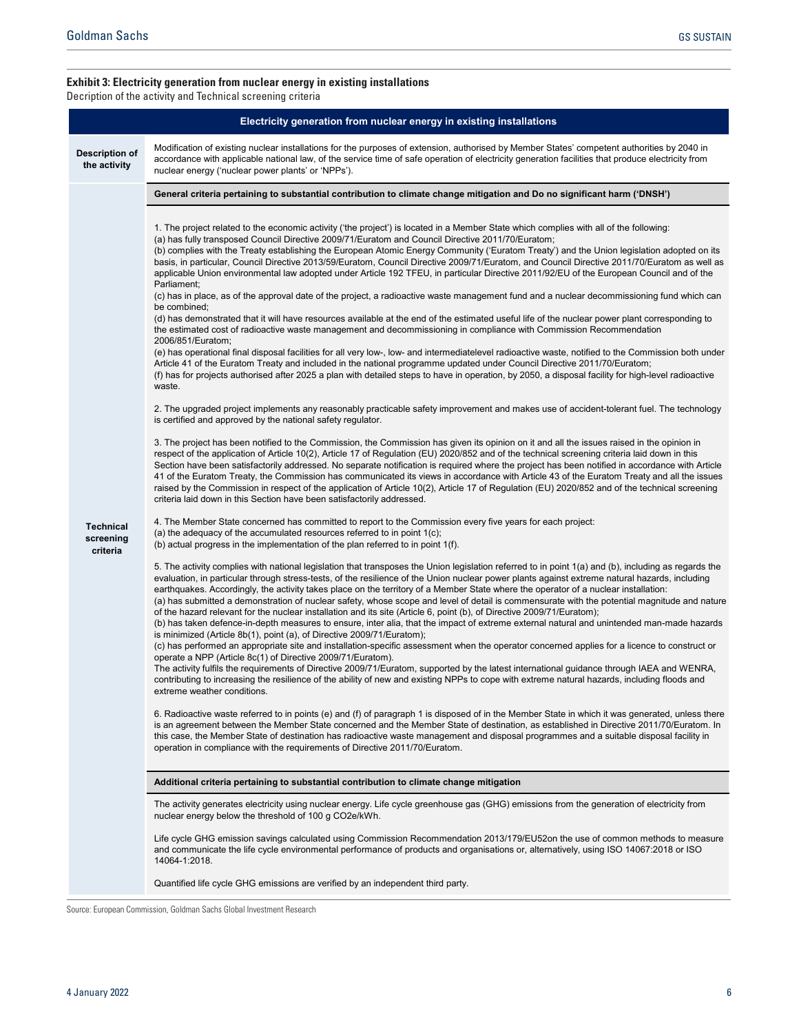**Exhibit 3: Electricity generation from nuclear energy in existing installations**

Decription of the activity and Technical screening criteria

| Electricity generation from nuclear energy in existing installations | |
|---|---|
| **Description of the activity** | Modification of existing nuclear installations for the purposes of extension, authorised by Member States' competent authorities by 2040 in accordance with applicable national law, of the service time of safe operation of electricity generation facilities that produce electricity from nuclear energy ('nuclear power plants' or 'NPPs'). |
| **Technical screening criteria** | **General criteria pertaining to substantial contribution to climate change mitigation and Do no significant harm ('DNSH')**<br><br>1. The project related to the economic activity ('the project') is located in a Member State which complies with all of the following:<br>(a) has fully transposed Council Directive 2009/71/Euratom and Council Directive 2011/70/Euratom;<br>(b) complies with the Treaty establishing the European Atomic Energy Community ('Euratom Treaty') and the Union legislation adopted on its basis, in particular, Council Directive 2013/59/Euratom, Council Directive 2009/71/Euratom, and Council Directive 2011/70/Euratom as well as applicable Union environmental law adopted under Article 192 TFEU, in particular Directive 2011/92/EU of the European Council and of the Parliament;<br>(c) has in place, as of the approval date of the project, a radioactive waste management fund and a nuclear decommissioning fund which can be combined;<br>(d) has demonstrated that it will have resources available at the end of the estimated useful life of the nuclear power plant corresponding to the estimated cost of radioactive waste management and decommissioning in compliance with Commission Recommendation 2006/851/Euratom;<br>(e) has operational final disposal facilities for all very low-, low- and intermediatelevel radioactive waste, notified to the Commission both under Article 41 of the Euratom Treaty and included in the national programme updated under Council Directive 2011/70/Euratom;<br>(f) has for projects authorised after 2025 a plan with detailed steps to have in operation, by 2050, a disposal facility for high-level radioactive waste.<br><br>2. The upgraded project implements any reasonably practicable safety improvement and makes use of accident-tolerant fuel. The technology is certified and approved by the national safety regulator.<br><br>3. The project has been notified to the Commission, the Commission has given its opinion on it and all the issues raised in the opinion in respect of the application of Article 10(2), Article 17 of Regulation (EU) 2020/852 and of the technical screening criteria laid down in this Section have been satisfactorily addressed. No separate notification is required where the project has been notified in accordance with Article 41 of the Euratom Treaty, the Commission has communicated its views in accordance with Article 43 of the Euratom Treaty and all the issues raised by the Commission in respect of the application of Article 10(2), Article 17 of Regulation (EU) 2020/852 and of the technical screening criteria laid down in this Section have been satisfactorily addressed.<br><br>4. The Member State concerned has committed to report to the Commission every five years for each project:<br>(a) the adequacy of the accumulated resources referred to in point 1(c);<br>(b) actual progress in the implementation of the plan referred to in point 1(f).<br><br>5. The activity complies with national legislation that transposes the Union legislation referred to in point 1(a) and (b), including as regards the evaluation, in particular through stress-tests, of the resilience of the Union nuclear power plants against extreme natural hazards, including earthquakes. Accordingly, the activity takes place on the territory of a Member State where the operator of a nuclear installation:<br>(a) has submitted a demonstration of nuclear safety, whose scope and level of detail is commensurate with the potential magnitude and nature of the hazard relevant for the nuclear installation and its site (Article 6, point (b), of Directive 2009/71/Euratom);<br>(b) has taken defence-in-depth measures to ensure, inter alia, that the impact of extreme external natural and unintended man-made hazards is minimized (Article 8b(1), point (a), of Directive 2009/71/Euratom);<br>(c) has performed an appropriate site and installation-specific assessment when the operator concerned applies for a licence to construct or operate a NPP (Article 8c(1) of Directive 2009/71/Euratom).<br>The activity fulfils the requirements of Directive 2009/71/Euratom, supported by the latest international guidance through IAEA and WENRA, contributing to increasing the resilience of the ability of new and existing NPPs to cope with extreme natural hazards, including floods and extreme weather conditions.<br><br>6. Radioactive waste referred to in points (e) and (f) of paragraph 1 is disposed of in the Member State in which it was generated, unless there is an agreement between the Member State concerned and the Member State of destination, as established in Directive 2011/70/Euratom. In this case, the Member State of destination has radioactive waste management and disposal programmes and a suitable disposal facility in operation in compliance with the requirements of Directive 2011/70/Euratom.<br><br>**Additional criteria pertaining to substantial contribution to climate change mitigation**<br><br>The activity generates electricity using nuclear energy. Life cycle greenhouse gas (GHG) emissions from the generation of electricity from nuclear energy below the threshold of 100 g CO2e/kWh.<br><br>Life cycle GHG emission savings calculated using Commission Recommendation 2013/179/EU52on the use of common methods to measure and communicate the life cycle environmental performance of products and organisations or, alternatively, using ISO 14067:2018 or ISO 14064-1:2018.<br><br>Quantified life cycle GHG emissions are verified by an independent third party. |

Source: European Commission, Goldman Sachs Global Investment Research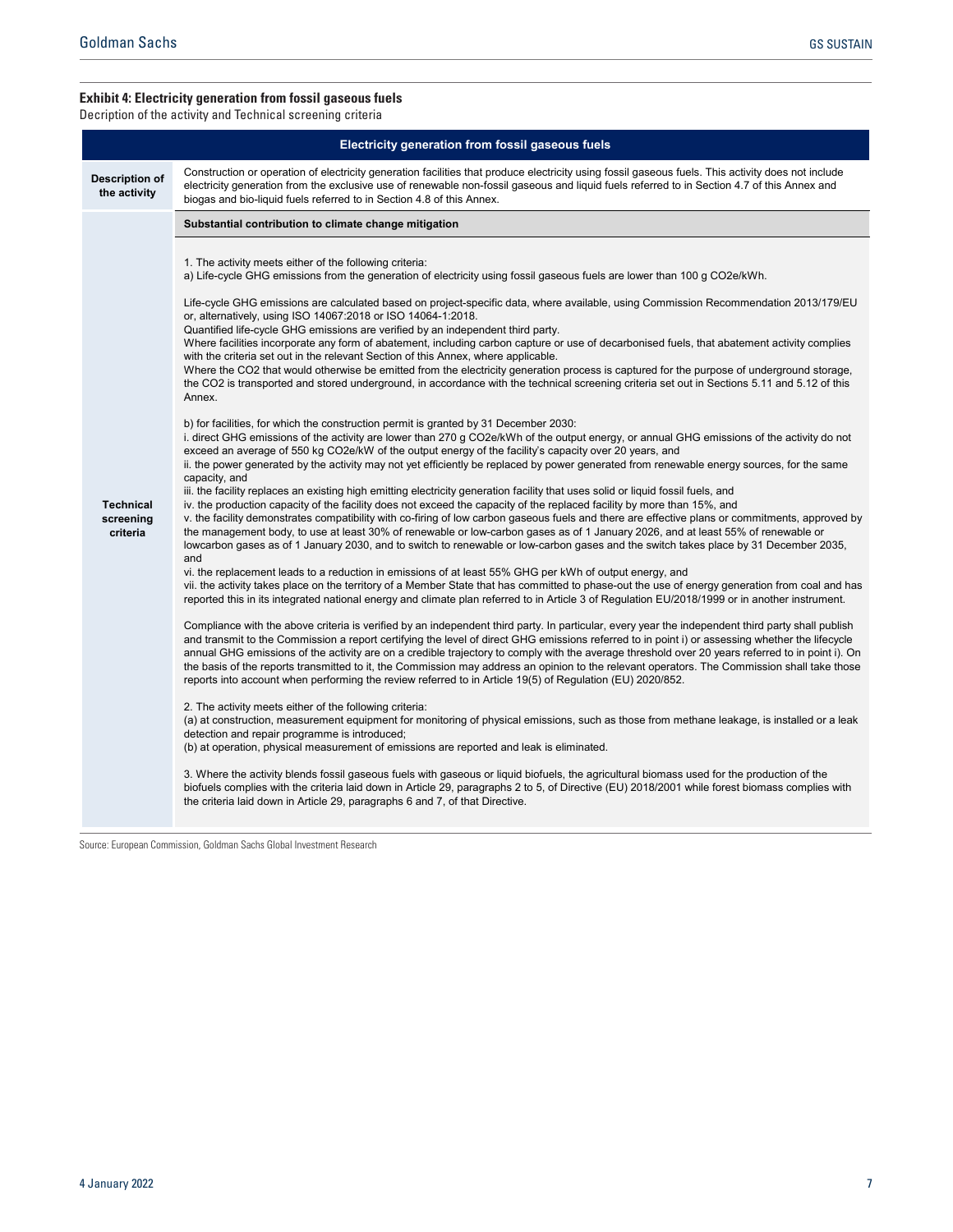**Exhibit 4: Electricity generation from fossil gaseous fuels**

Decription of the activity and Technical screening criteria

| Electricity generation from fossil gaseous fuels | |
|---|---|
| **Description of the activity** | Construction or operation of electricity generation facilities that produce electricity using fossil gaseous fuels. This activity does not include electricity generation from the exclusive use of renewable non-fossil gaseous and liquid fuels referred to in Section 4.7 of this Annex and biogas and bio-liquid fuels referred to in Section 4.8 of this Annex. |
| **Technical screening criteria** | **Substantial contribution to climate change mitigation**<br><br>1. The activity meets either of the following criteria:<br>a) Life-cycle GHG emissions from the generation of electricity using fossil gaseous fuels are lower than 100 g CO2e/kWh.<br><br>Life-cycle GHG emissions are calculated based on project-specific data, where available, using Commission Recommendation 2013/179/EU or, alternatively, using ISO 14067:2018 or ISO 14064-1:2018.<br>Quantified life-cycle GHG emissions are verified by an independent third party.<br>Where facilities incorporate any form of abatement, including carbon capture or use of decarbonised fuels, that abatement activity complies with the criteria set out in the relevant Section of this Annex, where applicable.<br>Where the CO2 that would otherwise be emitted from the electricity generation process is captured for the purpose of underground storage, the CO2 is transported and stored underground, in accordance with the technical screening criteria set out in Sections 5.11 and 5.12 of this Annex.<br><br>b) for facilities, for which the construction permit is granted by 31 December 2030:<br>i. direct GHG emissions of the activity are lower than 270 g CO2e/kWh of the output energy, or annual GHG emissions of the activity do not exceed an average of 550 kg CO2e/kW of the output energy of the facility's capacity over 20 years, and<br>ii. the power generated by the activity may not yet efficiently be replaced by power generated from renewable energy sources, for the same capacity, and<br>iii. the facility replaces an existing high emitting electricity generation facility that uses solid or liquid fossil fuels, and<br>iv. the production capacity of the facility does not exceed the capacity of the replaced facility by more than 15%, and<br>v. the facility demonstrates compatibility with co-firing of low carbon gaseous fuels and there are effective plans or commitments, approved by the management body, to use at least 30% of renewable or low-carbon gases as of 1 January 2026, and at least 55% of renewable or lowcarbon gases as of 1 January 2030, and to switch to renewable or low-carbon gases and the switch takes place by 31 December 2035, and<br>vi. the replacement leads to a reduction in emissions of at least 55% GHG per kWh of output energy, and<br>vii. the activity takes place on the territory of a Member State that has committed to phase-out the use of energy generation from coal and has reported this in its integrated national energy and climate plan referred to in Article 3 of Regulation EU/2018/1999 or in another instrument.<br><br>Compliance with the above criteria is verified by an independent third party. In particular, every year the independent third party shall publish and transmit to the Commission a report certifying the level of direct GHG emissions referred to in point i) or assessing whether the lifecycle annual GHG emissions of the activity are on a credible trajectory to comply with the average threshold over 20 years referred to in point i). On the basis of the reports transmitted to it, the Commission may address an opinion to the relevant operators. The Commission shall take those reports into account when performing the review referred to in Article 19(5) of Regulation (EU) 2020/852.<br><br>2. The activity meets either of the following criteria:<br>(a) at construction, measurement equipment for monitoring of physical emissions, such as those from methane leakage, is installed or a leak detection and repair programme is introduced;<br>(b) at operation, physical measurement of emissions are reported and leak is eliminated.<br><br>3. Where the activity blends fossil gaseous fuels with gaseous or liquid biofuels, the agricultural biomass used for the production of the biofuels complies with the criteria laid down in Article 29, paragraphs 2 to 5, of Directive (EU) 2018/2001 while forest biomass complies with the criteria laid down in Article 29, paragraphs 6 and 7, of that Directive. |

Source: European Commission, Goldman Sachs Global Investment Research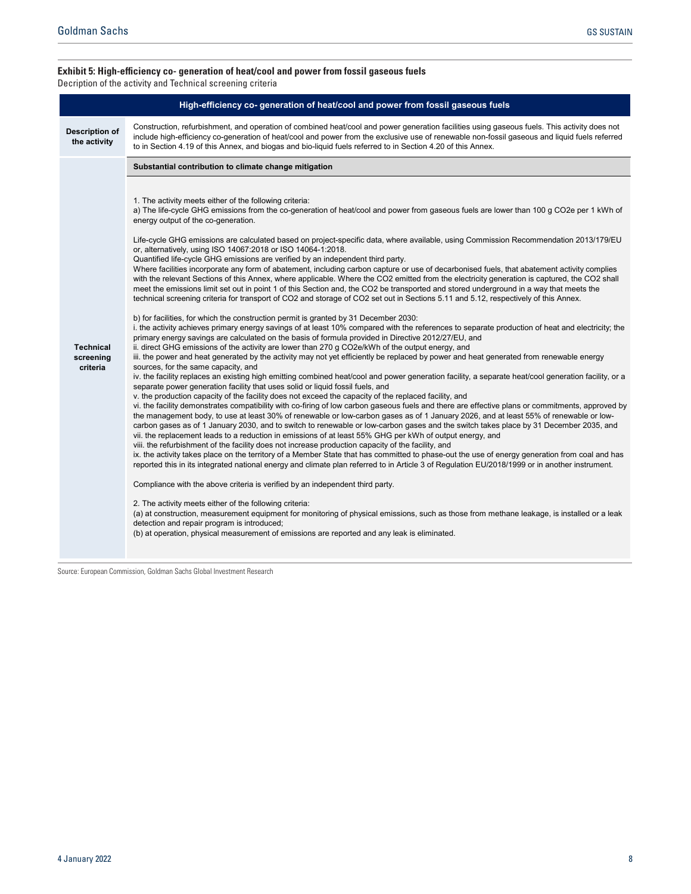**Exhibit 5: High-efficiency co- generation of heat/cool and power from fossil gaseous fuels**

Decription of the activity and Technical screening criteria

| High-efficiency co- generation of heat/cool and power from fossil gaseous fuels | |
|---|---|
| **Description of the activity** | Construction, refurbishment, and operation of combined heat/cool and power generation facilities using gaseous fuels. This activity does not include high-efficiency co-generation of heat/cool and power from the exclusive use of renewable non-fossil gaseous and liquid fuels referred to in Section 4.19 of this Annex, and biogas and bio-liquid fuels referred to in Section 4.20 of this Annex. |
| | **Substantial contribution to climate change mitigation** |
| **Technical screening criteria** | 1. The activity meets either of the following criteria:<br>a) The life-cycle GHG emissions from the co-generation of heat/cool and power from gaseous fuels are lower than 100 g $CO_2$e per 1 kWh of energy output of the co-generation.<br><br>Life-cycle GHG emissions are calculated based on project-specific data, where available, using Commission Recommendation 2013/179/EU or, alternatively, using ISO 14067:2018 or ISO 14064-1:2018.<br>Quantified life-cycle GHG emissions are verified by an independent third party.<br>Where facilities incorporate any form of abatement, including carbon capture or use of decarbonised fuels, that abatement activity complies with the relevant Sections of this Annex, where applicable. Where the $CO_2$ emitted from the electricity generation is captured, the $CO_2$ shall meet the emissions limit set out in point 1 of this Section and, the $CO_2$ be transported and stored underground in a way that meets the technical screening criteria for transport of $CO_2$ and storage of $CO_2$ set out in Sections 5.11 and 5.12, respectively of this Annex.<br><br>b) for facilities, for which the construction permit is granted by 31 December 2030:<br>i. the activity achieves primary energy savings of at least 10% compared with the references to separate production of heat and electricity; the primary energy savings are calculated on the basis of formula provided in Directive 2012/27/EU, and<br>ii. direct GHG emissions of the activity are lower than 270 g $CO_2$e/kWh of the output energy, and<br>iii. the power and heat generated by the activity may not yet efficiently be replaced by power and heat generated from renewable energy sources, for the same capacity, and<br>iv. the facility replaces an existing high emitting combined heat/cool and power generation facility, a separate heat/cool generation facility, or a separate power generation facility that uses solid or liquid fossil fuels, and<br>v. the production capacity of the facility does not exceed the capacity of the replaced facility, and<br>vi. the facility demonstrates compatibility with co-firing of low carbon gaseous fuels and there are effective plans or commitments, approved by the management body, to use at least 30% of renewable or low-carbon gases as of 1 January 2026, and at least 55% of renewable or low-carbon gases as of 1 January 2030, and to switch to renewable or low-carbon gases and the switch takes place by 31 December 2035, and<br>vii. the replacement leads to a reduction in emissions of at least 55% GHG per kWh of output energy, and<br>viii. the refurbishment of the facility does not increase production capacity of the facility, and<br>ix. the activity takes place on the territory of a Member State that has committed to phase-out the use of energy generation from coal and has reported this in its integrated national energy and climate plan referred to in Article 3 of Regulation EU/2018/1999 or in another instrument.<br><br>Compliance with the above criteria is verified by an independent third party.<br><br>2. The activity meets either of the following criteria:<br>(a) at construction, measurement equipment for monitoring of physical emissions, such as those from methane leakage, is installed or a leak detection and repair program is introduced;<br>(b) at operation, physical measurement of emissions are reported and any leak is eliminated. |

Source: European Commission, Goldman Sachs Global Investment Research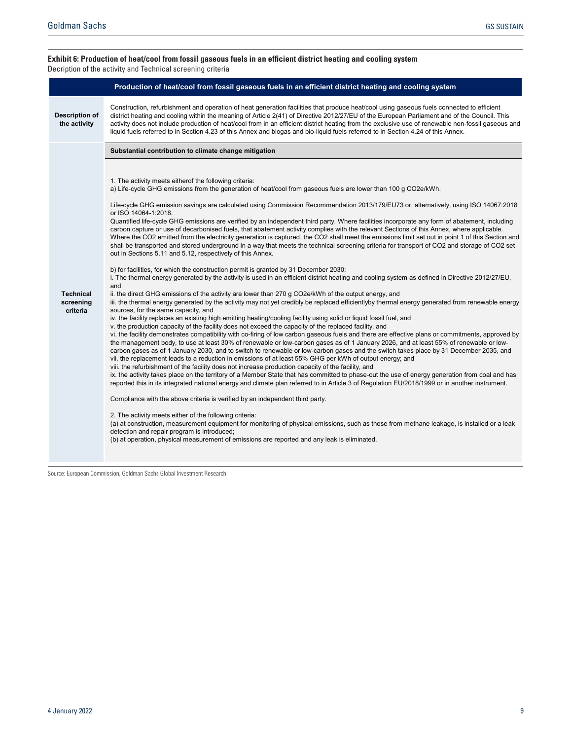**Exhibit 6: Production of heat/cool from fossil gaseous fuels in an efficient district heating and cooling system**

Decription of the activity and Technical screening criteria

| Production of heat/cool from fossil gaseous fuels in an efficient district heating and cooling system | |
|---|---|
| **Description of the activity** | Construction, refurbishment and operation of heat generation facilities that produce heat/cool using gaseous fuels connected to efficient district heating and cooling within the meaning of Article 2(41) of Directive 2012/27/EU of the European Parliament and of the Council. This activity does not include production of heat/cool from in an efficient district heating from the exclusive use of renewable non-fossil gaseous and liquid fuels referred to in Section 4.23 of this Annex and biogas and bio-liquid fuels referred to in Section 4.24 of this Annex. |
| | **Substantial contribution to climate change mitigation** |
| **Technical screening criteria** | 1. The activity meets eitherof the following criteria:<br>a) Life-cycle GHG emissions from the generation of heat/cool from gaseous fuels are lower than 100 g CO2e/kWh.<br><br>Life-cycle GHG emission savings are calculated using Commission Recommendation 2013/179/EU73 or, alternatively, using ISO 14067:2018 or ISO 14064-1:2018.<br>Quantified life-cycle GHG emissions are verified by an independent third party. Where facilities incorporate any form of abatement, including carbon capture or use of decarbonised fuels, that abatement activity complies with the relevant Sections of this Annex, where applicable. Where the CO2 emitted from the electricity generation is captured, the CO2 shall meet the emissions limit set out in point 1 of this Section and shall be transported and stored underground in a way that meets the technical screening criteria for transport of CO2 and storage of CO2 set out in Sections 5.11 and 5.12, respectively of this Annex.<br><br>b) for facilities, for which the construction permit is granted by 31 December 2030:<br>i. The thermal energy generated by the activity is used in an efficient district heating and cooling system as defined in Directive 2012/27/EU, and<br>ii. the direct GHG emissions of the activity are lower than 270 g CO2e/kWh of the output energy, and<br>iii. the thermal energy generated by the activity may not yet credibly be replaced efficientlyby thermal energy generated from renewable energy sources, for the same capacity, and<br>iv. the facility replaces an existing high emitting heating/cooling facility using solid or liquid fossil fuel, and<br>v. the production capacity of the facility does not exceed the capacity of the replaced facility, and<br>vi. the facility demonstrates compatibility with co-firing of low carbon gaseous fuels and there are effective plans or commitments, approved by the management body, to use at least 30% of renewable or low-carbon gases as of 1 January 2026, and at least 55% of renewable or low-carbon gases as of 1 January 2030, and to switch to renewable or low-carbon gases and the switch takes place by 31 December 2035, and<br>vii. the replacement leads to a reduction in emissions of at least 55% GHG per kWh of output energy; and<br>viii. the refurbishment of the facility does not increase production capacity of the facility, and<br>ix. the activity takes place on the territory of a Member State that has committed to phase-out the use of energy generation from coal and has reported this in its integrated national energy and climate plan referred to in Article 3 of Regulation EU/2018/1999 or in another instrument.<br><br>Compliance with the above criteria is verified by an independent third party.<br><br>2. The activity meets either of the following criteria:<br>(a) at construction, measurement equipment for monitoring of physical emissions, such as those from methane leakage, is installed or a leak detection and repair program is introduced;<br>(b) at operation, physical measurement of emissions are reported and any leak is eliminated. |

Source: European Commission, Goldman Sachs Global Investment Research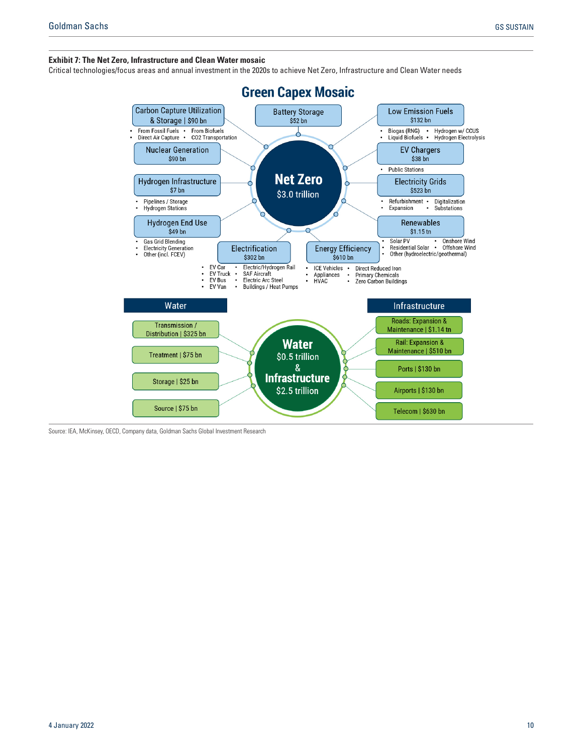**Exhibit 7: The Net Zero, Infrastructure and Clean Water mosaic**

Critical technologies/focus areas and annual investment in the 2020s to achieve Net Zero, Infrastructure and Clean Water needs

## Green Capex Mosaic

### Net Zero — $3.0 trillion

- **Carbon Capture Utilization & Storage | $90 bn**
  - From Fossil Fuels
  - From Biofuels
  - Direct Air Capture
  - CO2 Transportation
- **Battery Storage** — $52 bn
- **Low Emission Fuels** — $132 bn
  - Biogas (RNG)
  - Hydrogen w/ CCUS
  - Liquid Biofuels
  - Hydrogen Electrolysis
- **Nuclear Generation** — $90 bn
- **EV Chargers** — $38 bn
  - Public Stations
- **Hydrogen Infrastructure** — $7 bn
  - Pipelines / Storage
  - Hydrogen Stations
- **Electricity Grids** — $523 bn
  - Refurbishment
  - Digitalization
  - Expansion
  - Substations
- **Hydrogen End Use** — $49 bn
  - Gas Grid Blending
  - Electricity Generation
  - Other (incl. FCEV)
- **Renewables** — $1.15 tn
  - Solar PV
  - Onshore Wind
  - Residential Solar
  - Offshore Wind
  - Other (hydroelectric/geothermal)
- **Electrification** — $302 bn
  - EV Car
  - EV Truck
  - EV Bus
  - EV Van
  - Electric/Hydrogen Rail
  - SAF Aircraft
  - Electric Arc Steel
  - Buildings / Heat Pumps
- **Energy Efficiency** — $610 bn
  - ICE Vehicles
  - Appliances
  - HVAC
  - Direct Reduced Iron
  - Primary Chemicals
  - Zero Carbon Buildings

### Water $0.5 trillion & Infrastructure $2.5 trillion

**Water**

- Transmission / Distribution | $325 bn
- Treatment | $75 bn
- Storage | $25 bn
- Source | $75 bn

**Infrastructure**

- Roads: Expansion & Maintenance | $1.14 tn
- Rail: Expansion & Maintenance | $510 bn
- Ports | $130 bn
- Airports | $130 bn
- Telecom | $630 bn

Source: IEA, McKinsey, OECD, Company data, Goldman Sachs Global Investment Research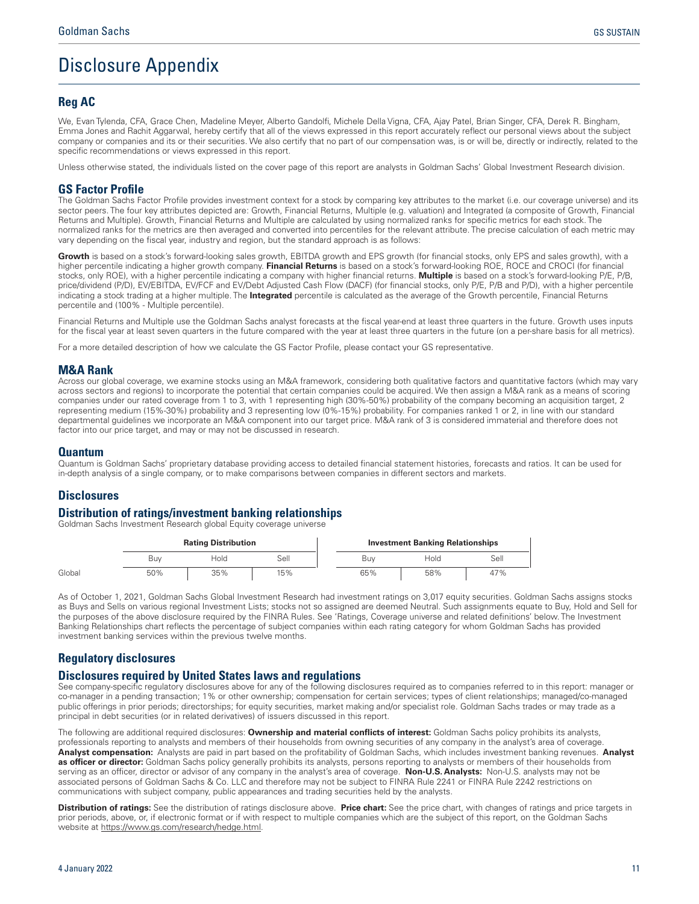# Disclosure Appendix

## Reg AC

We, Evan Tylenda, CFA, Grace Chen, Madeline Meyer, Alberto Gandolfi, Michele Della Vigna, CFA, Ajay Patel, Brian Singer, CFA, Derek R. Bingham, Emma Jones and Rachit Aggarwal, hereby certify that all of the views expressed in this report accurately reflect our personal views about the subject company or companies and its or their securities. We also certify that no part of our compensation was, is or will be, directly or indirectly, related to the specific recommendations or views expressed in this report.

Unless otherwise stated, the individuals listed on the cover page of this report are analysts in Goldman Sachs' Global Investment Research division.

## GS Factor Profile

The Goldman Sachs Factor Profile provides investment context for a stock by comparing key attributes to the market (i.e. our coverage universe) and its sector peers. The four key attributes depicted are: Growth, Financial Returns, Multiple (e.g. valuation) and Integrated (a composite of Growth, Financial Returns and Multiple). Growth, Financial Returns and Multiple are calculated by using normalized ranks for specific metrics for each stock. The normalized ranks for the metrics are then averaged and converted into percentiles for the relevant attribute. The precise calculation of each metric may vary depending on the fiscal year, industry and region, but the standard approach is as follows:

**Growth** is based on a stock's forward-looking sales growth, EBITDA growth and EPS growth (for financial stocks, only EPS and sales growth), with a higher percentile indicating a higher growth company. **Financial Returns** is based on a stock's forward-looking ROE, ROCE and CROCI (for financial stocks, only ROE), with a higher percentile indicating a company with higher financial returns. **Multiple** is based on a stock's forward-looking P/E, P/B, price/dividend (P/D), EV/EBITDA, EV/FCF and EV/Debt Adjusted Cash Flow (DACF) (for financial stocks, only P/E, P/B and P/D), with a higher percentile indicating a stock trading at a higher multiple. The **Integrated** percentile is calculated as the average of the Growth percentile, Financial Returns percentile and (100% - Multiple percentile).

Financial Returns and Multiple use the Goldman Sachs analyst forecasts at the fiscal year-end at least three quarters in the future. Growth uses inputs for the fiscal year at least seven quarters in the future compared with the year at least three quarters in the future (on a per-share basis for all metrics).

For a more detailed description of how we calculate the GS Factor Profile, please contact your GS representative.

## M&A Rank

Across our global coverage, we examine stocks using an M&A framework, considering both qualitative factors and quantitative factors (which may vary across sectors and regions) to incorporate the potential that certain companies could be acquired. We then assign a M&A rank as a means of scoring companies under our rated coverage from 1 to 3, with 1 representing high (30%-50%) probability of the company becoming an acquisition target, 2 representing medium (15%-30%) probability and 3 representing low (0%-15%) probability. For companies ranked 1 or 2, in line with our standard departmental guidelines we incorporate an M&A component into our target price. M&A rank of 3 is considered immaterial and therefore does not factor into our price target, and may or may not be discussed in research.

## Quantum

Quantum is Goldman Sachs' proprietary database providing access to detailed financial statement histories, forecasts and ratios. It can be used for in-depth analysis of a single company, or to make comparisons between companies in different sectors and markets.

## Disclosures

### Distribution of ratings/investment banking relationships

Goldman Sachs Investment Research global Equity coverage universe

| | Rating Distribution | | | Investment Banking Relationships | | |
|---|---|---|---|---|---|---|
| | Buy | Hold | Sell | Buy | Hold | Sell |
| Global | 50% | 35% | 15% | 65% | 58% | 47% |

As of October 1, 2021, Goldman Sachs Global Investment Research had investment ratings on 3,017 equity securities. Goldman Sachs assigns stocks as Buys and Sells on various regional Investment Lists; stocks not so assigned are deemed Neutral. Such assignments equate to Buy, Hold and Sell for the purposes of the above disclosure required by the FINRA Rules. See 'Ratings, Coverage universe and related definitions' below. The Investment Banking Relationships chart reflects the percentage of subject companies within each rating category for whom Goldman Sachs has provided investment banking services within the previous twelve months.

## Regulatory disclosures

### Disclosures required by United States laws and regulations

See company-specific regulatory disclosures above for any of the following disclosures required as to companies referred to in this report: manager or co-manager in a pending transaction; 1% or other ownership; compensation for certain services; types of client relationships; managed/co-managed public offerings in prior periods; directorships; for equity securities, market making and/or specialist role. Goldman Sachs trades or may trade as a principal in debt securities (or in related derivatives) of issuers discussed in this report.

The following are additional required disclosures: **Ownership and material conflicts of interest:** Goldman Sachs policy prohibits its analysts, professionals reporting to analysts and members of their households from owning securities of any company in the analyst's area of coverage. **Analyst compensation:** Analysts are paid in part based on the profitability of Goldman Sachs, which includes investment banking revenues. **Analyst as officer or director:** Goldman Sachs policy generally prohibits its analysts, persons reporting to analysts or members of their households from serving as an officer, director or advisor of any company in the analyst's area of coverage. **Non-U.S. Analysts:** Non-U.S. analysts may not be associated persons of Goldman Sachs & Co. LLC and therefore may not be subject to FINRA Rule 2241 or FINRA Rule 2242 restrictions on communications with subject company, public appearances and trading securities held by the analysts.

**Distribution of ratings:** See the distribution of ratings disclosure above. **Price chart:** See the price chart, with changes of ratings and price targets in prior periods, above, or, if electronic format or if with respect to multiple companies which are the subject of this report, on the Goldman Sachs website at https://www.gs.com/research/hedge.html.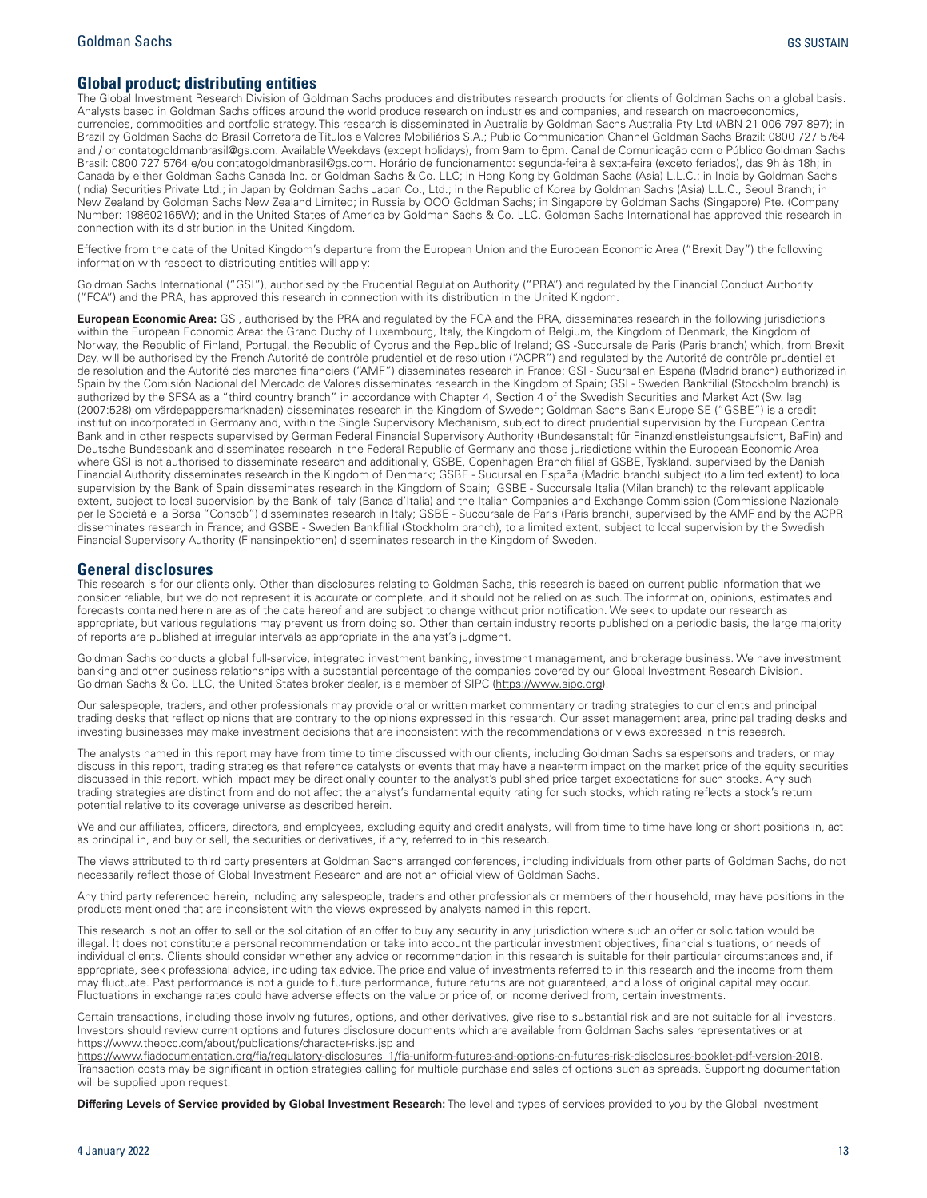## Global product; distributing entities

The Global Investment Research Division of Goldman Sachs produces and distributes research products for clients of Goldman Sachs on a global basis. Analysts based in Goldman Sachs offices around the world produce research on industries and companies, and research on macroeconomics, currencies, commodities and portfolio strategy. This research is disseminated in Australia by Goldman Sachs Australia Pty Ltd (ABN 21 006 797 897); in Brazil by Goldman Sachs do Brasil Corretora de Títulos e Valores Mobiliários S.A.; Public Communication Channel Goldman Sachs Brazil: 0800 727 5764 and / or contatogoldmanbrasil@gs.com. Available Weekdays (except holidays), from 9am to 6pm. Canal de Comunicação com o Público Goldman Sachs Brasil: 0800 727 5764 e/ou contatogoldmanbrasil@gs.com. Horário de funcionamento: segunda-feira à sexta-feira (exceto feriados), das 9h às 18h; in Canada by either Goldman Sachs Canada Inc. or Goldman Sachs & Co. LLC; in Hong Kong by Goldman Sachs (Asia) L.L.C.; in India by Goldman Sachs (India) Securities Private Ltd.; in Japan by Goldman Sachs Japan Co., Ltd.; in the Republic of Korea by Goldman Sachs (Asia) L.L.C., Seoul Branch; in New Zealand by Goldman Sachs New Zealand Limited; in Russia by OOO Goldman Sachs; in Singapore by Goldman Sachs (Singapore) Pte. (Company Number: 198602165W); and in the United States of America by Goldman Sachs & Co. LLC. Goldman Sachs International has approved this research in connection with its distribution in the United Kingdom.

Effective from the date of the United Kingdom's departure from the European Union and the European Economic Area ("Brexit Day") the following information with respect to distributing entities will apply:

Goldman Sachs International ("GSI"), authorised by the Prudential Regulation Authority ("PRA") and regulated by the Financial Conduct Authority ("FCA") and the PRA, has approved this research in connection with its distribution in the United Kingdom.

**European Economic Area:** GSI, authorised by the PRA and regulated by the FCA and the PRA, disseminates research in the following jurisdictions within the European Economic Area: the Grand Duchy of Luxembourg, Italy, the Kingdom of Belgium, the Kingdom of Denmark, the Kingdom of Norway, the Republic of Finland, Portugal, the Republic of Cyprus and the Republic of Ireland; GS -Succursale de Paris (Paris branch) which, from Brexit Day, will be authorised by the French Autorité de contrôle prudentiel et de resolution ("ACPR") and regulated by the Autorité de contrôle prudentiel et de resolution and the Autorité des marches financiers ("AMF") disseminates research in France; GSI - Sucursal en España (Madrid branch) authorized in Spain by the Comisión Nacional del Mercado de Valores disseminates research in the Kingdom of Spain; GSI - Sweden Bankfilial (Stockholm branch) is authorized by the SFSA as a "third country branch" in accordance with Chapter 4, Section 4 of the Swedish Securities and Market Act (Sw. lag (2007:528) om värdepappersmarknaden) disseminates research in the Kingdom of Sweden; Goldman Sachs Bank Europe SE ("GSBE") is a credit institution incorporated in Germany and, within the Single Supervisory Mechanism, subject to direct prudential supervision by the European Central Bank and in other respects supervised by German Federal Financial Supervisory Authority (Bundesanstalt für Finanzdienstleistungsaufsicht, BaFin) and Deutsche Bundesbank and disseminates research in the Federal Republic of Germany and those jurisdictions within the European Economic Area where GSI is not authorised to disseminate research and additionally, GSBE, Copenhagen Branch filial af GSBE, Tyskland, supervised by the Danish Financial Authority disseminates research in the Kingdom of Denmark; GSBE - Sucursal en España (Madrid branch) subject (to a limited extent) to local supervision by the Bank of Spain disseminates research in the Kingdom of Spain; GSBE - Succursale Italia (Milan branch) to the relevant applicable extent, subject to local supervision by the Bank of Italy (Banca d'Italia) and the Italian Companies and Exchange Commission (Commissione Nazionale per le Società e la Borsa "Consob") disseminates research in Italy; GSBE - Succursale de Paris (Paris branch), supervised by the AMF and by the ACPR disseminates research in France; and GSBE - Sweden Bankfilial (Stockholm branch), to a limited extent, subject to local supervision by the Swedish Financial Supervisory Authority (Finansinpektionen) disseminates research in the Kingdom of Sweden.

## General disclosures

This research is for our clients only. Other than disclosures relating to Goldman Sachs, this research is based on current public information that we consider reliable, but we do not represent it is accurate or complete, and it should not be relied on as such. The information, opinions, estimates and forecasts contained herein are as of the date hereof and are subject to change without prior notification. We seek to update our research as appropriate, but various regulations may prevent us from doing so. Other than certain industry reports published on a periodic basis, the large majority of reports are published at irregular intervals as appropriate in the analyst's judgment.

Goldman Sachs conducts a global full-service, integrated investment banking, investment management, and brokerage business. We have investment banking and other business relationships with a substantial percentage of the companies covered by our Global Investment Research Division. Goldman Sachs & Co. LLC, the United States broker dealer, is a member of SIPC (https://www.sipc.org).

Our salespeople, traders, and other professionals may provide oral or written market commentary or trading strategies to our clients and principal trading desks that reflect opinions that are contrary to the opinions expressed in this research. Our asset management area, principal trading desks and investing businesses may make investment decisions that are inconsistent with the recommendations or views expressed in this research.

The analysts named in this report may have from time to time discussed with our clients, including Goldman Sachs salespersons and traders, or may discuss in this report, trading strategies that reference catalysts or events that may have a near-term impact on the market price of the equity securities discussed in this report, which impact may be directionally counter to the analyst's published price target expectations for such stocks. Any such trading strategies are distinct from and do not affect the analyst's fundamental equity rating for such stocks, which rating reflects a stock's return potential relative to its coverage universe as described herein.

We and our affiliates, officers, directors, and employees, excluding equity and credit analysts, will from time to time have long or short positions in, act as principal in, and buy or sell, the securities or derivatives, if any, referred to in this research.

The views attributed to third party presenters at Goldman Sachs arranged conferences, including individuals from other parts of Goldman Sachs, do not necessarily reflect those of Global Investment Research and are not an official view of Goldman Sachs.

Any third party referenced herein, including any salespeople, traders and other professionals or members of their household, may have positions in the products mentioned that are inconsistent with the views expressed by analysts named in this report.

This research is not an offer to sell or the solicitation of an offer to buy any security in any jurisdiction where such an offer or solicitation would be illegal. It does not constitute a personal recommendation or take into account the particular investment objectives, financial situations, or needs of individual clients. Clients should consider whether any advice or recommendation in this research is suitable for their particular circumstances and, if appropriate, seek professional advice, including tax advice. The price and value of investments referred to in this research and the income from them may fluctuate. Past performance is not a guide to future performance, future returns are not guaranteed, and a loss of original capital may occur. Fluctuations in exchange rates could have adverse effects on the value or price of, or income derived from, certain investments.

Certain transactions, including those involving futures, options, and other derivatives, give rise to substantial risk and are not suitable for all investors. Investors should review current options and futures disclosure documents which are available from Goldman Sachs sales representatives or at https://www.theocc.com/about/publications/character-risks.jsp and https://www.fiadocumentation.org/fia/regulatory-disclosures_1/fia-uniform-futures-and-options-on-futures-risk-disclosures-booklet-pdf-version-2018. Transaction costs may be significant in option strategies calling for multiple purchase and sales of options such as spreads. Supporting documentation will be supplied upon request.

**Differing Levels of Service provided by Global Investment Research:** The level and types of services provided to you by the Global Investment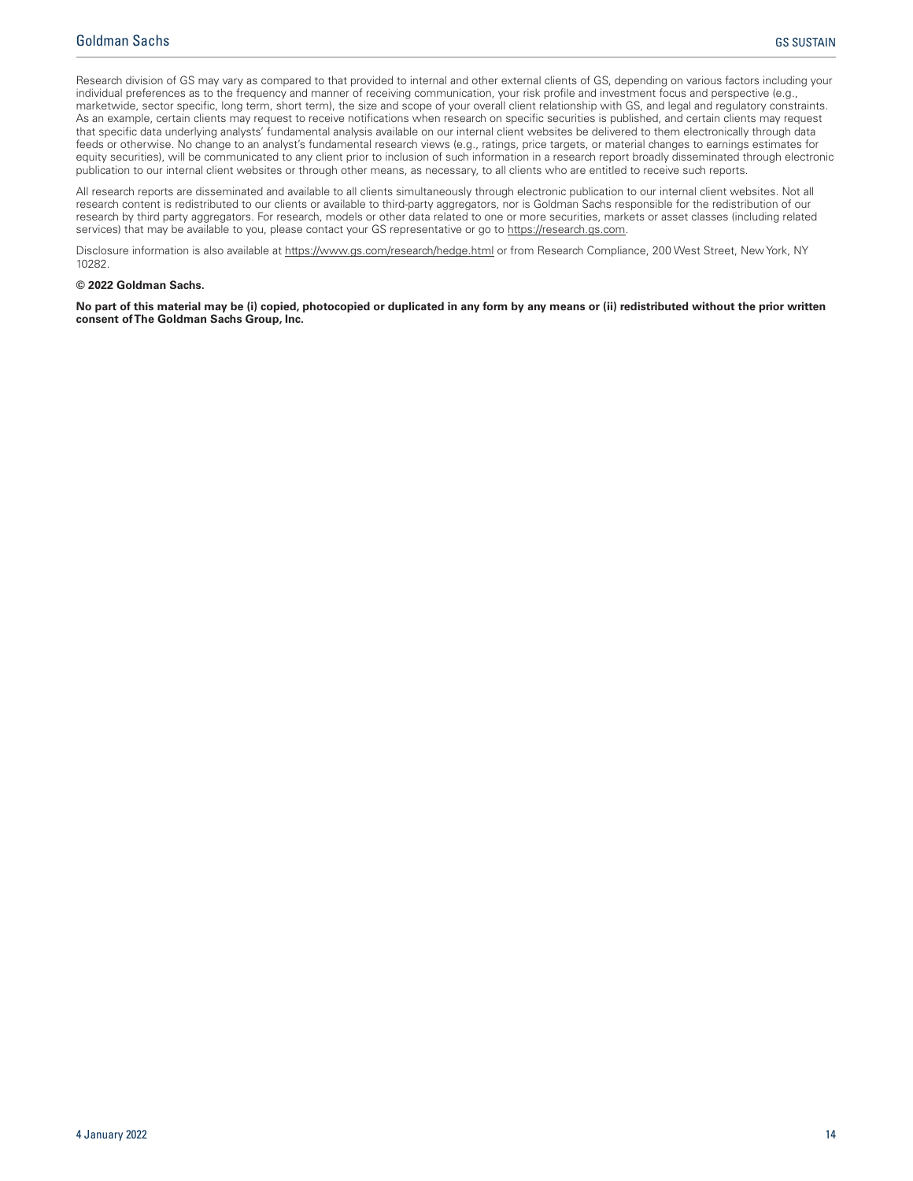Research division of GS may vary as compared to that provided to internal and other external clients of GS, depending on various factors including your individual preferences as to the frequency and manner of receiving communication, your risk profile and investment focus and perspective (e.g., marketwide, sector specific, long term, short term), the size and scope of your overall client relationship with GS, and legal and regulatory constraints. As an example, certain clients may request to receive notifications when research on specific securities is published, and certain clients may request that specific data underlying analysts' fundamental analysis available on our internal client websites be delivered to them electronically through data feeds or otherwise. No change to an analyst's fundamental research views (e.g., ratings, price targets, or material changes to earnings estimates for equity securities), will be communicated to any client prior to inclusion of such information in a research report broadly disseminated through electronic publication to our internal client websites or through other means, as necessary, to all clients who are entitled to receive such reports.

All research reports are disseminated and available to all clients simultaneously through electronic publication to our internal client websites. Not all research content is redistributed to our clients or available to third-party aggregators, nor is Goldman Sachs responsible for the redistribution of our research by third party aggregators. For research, models or other data related to one or more securities, markets or asset classes (including related services) that may be available to you, please contact your GS representative or go to https://research.gs.com.

Disclosure information is also available at https://www.gs.com/research/hedge.html or from Research Compliance, 200 West Street, New York, NY 10282.

**© 2022 Goldman Sachs.**

**No part of this material may be (i) copied, photocopied or duplicated in any form by any means or (ii) redistributed without the prior written consent of The Goldman Sachs Group, Inc.**